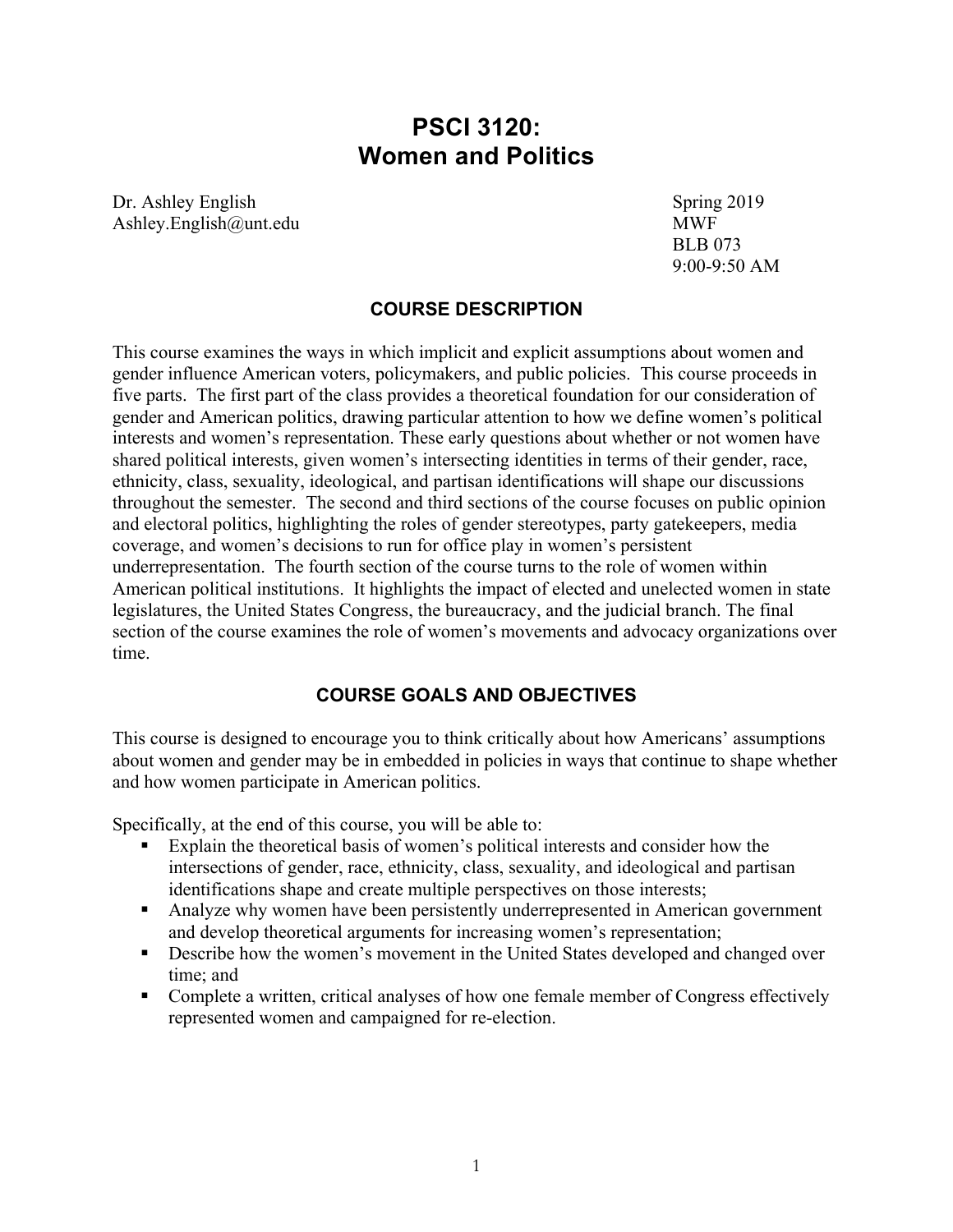# PSCI 3120: Women and Politics

Dr. Ashley English
Ashley.English@unt.edu

Spring 2019
MWF
BLB 073
9:00-9:50 AM

## COURSE DESCRIPTION

This course examines the ways in which implicit and explicit assumptions about women and gender influence American voters, policymakers, and public policies. This course proceeds in five parts. The first part of the class provides a theoretical foundation for our consideration of gender and American politics, drawing particular attention to how we define women's political interests and women's representation. These early questions about whether or not women have shared political interests, given women's intersecting identities in terms of their gender, race, ethnicity, class, sexuality, ideological, and partisan identifications will shape our discussions throughout the semester. The second and third sections of the course focuses on public opinion and electoral politics, highlighting the roles of gender stereotypes, party gatekeepers, media coverage, and women's decisions to run for office play in women's persistent underrepresentation. The fourth section of the course turns to the role of women within American political institutions. It highlights the impact of elected and unelected women in state legislatures, the United States Congress, the bureaucracy, and the judicial branch. The final section of the course examines the role of women's movements and advocacy organizations over time.

## COURSE GOALS AND OBJECTIVES

This course is designed to encourage you to think critically about how Americans' assumptions about women and gender may be in embedded in policies in ways that continue to shape whether and how women participate in American politics.

Specifically, at the end of this course, you will be able to:

- Explain the theoretical basis of women's political interests and consider how the intersections of gender, race, ethnicity, class, sexuality, and ideological and partisan identifications shape and create multiple perspectives on those interests;
- Analyze why women have been persistently underrepresented in American government and develop theoretical arguments for increasing women's representation;
- Describe how the women's movement in the United States developed and changed over time; and
- Complete a written, critical analyses of how one female member of Congress effectively represented women and campaigned for re-election.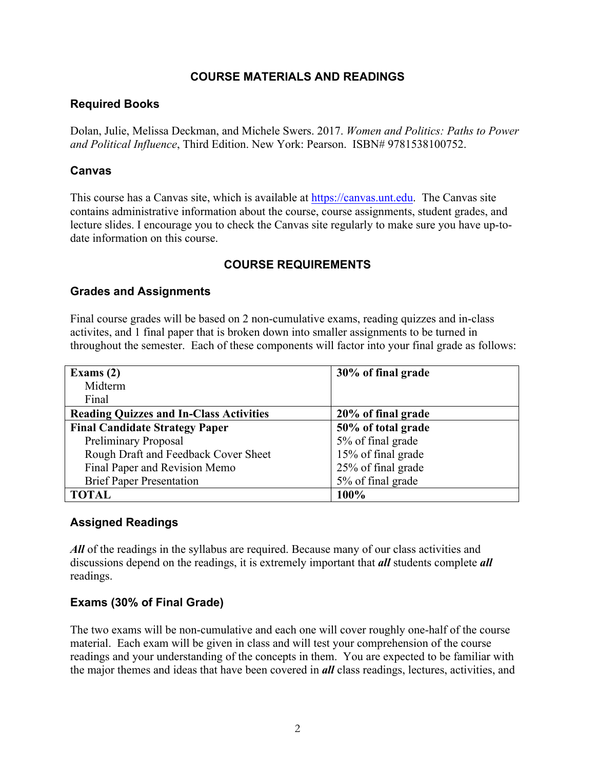## COURSE MATERIALS AND READINGS

### Required Books

Dolan, Julie, Melissa Deckman, and Michele Swers. 2017. *Women and Politics: Paths to Power and Political Influence*, Third Edition. New York: Pearson. ISBN# 9781538100752.

### Canvas

This course has a Canvas site, which is available at https://canvas.unt.edu. The Canvas site contains administrative information about the course, course assignments, student grades, and lecture slides. I encourage you to check the Canvas site regularly to make sure you have up-to-date information on this course.

## COURSE REQUIREMENTS

### Grades and Assignments

Final course grades will be based on 2 non-cumulative exams, reading quizzes and in-class activites, and 1 final paper that is broken down into smaller assignments to be turned in throughout the semester. Each of these components will factor into your final grade as follows:

| | |
|---|---|
| **Exams (2)**<br>Midterm<br>Final | **30% of final grade** |
| **Reading Quizzes and In-Class Activities** | **20% of final grade** |
| **Final Candidate Strategy Paper** | **50% of total grade** |
| Preliminary Proposal | 5% of final grade |
| Rough Draft and Feedback Cover Sheet | 15% of final grade |
| Final Paper and Revision Memo | 25% of final grade |
| Brief Paper Presentation | 5% of final grade |
| **TOTAL** | **100%** |

### Assigned Readings

***All*** of the readings in the syllabus are required. Because many of our class activities and discussions depend on the readings, it is extremely important that ***all*** students complete ***all*** readings.

### Exams (30% of Final Grade)

The two exams will be non-cumulative and each one will cover roughly one-half of the course material. Each exam will be given in class and will test your comprehension of the course readings and your understanding of the concepts in them. You are expected to be familiar with the major themes and ideas that have been covered in ***all*** class readings, lectures, activities, and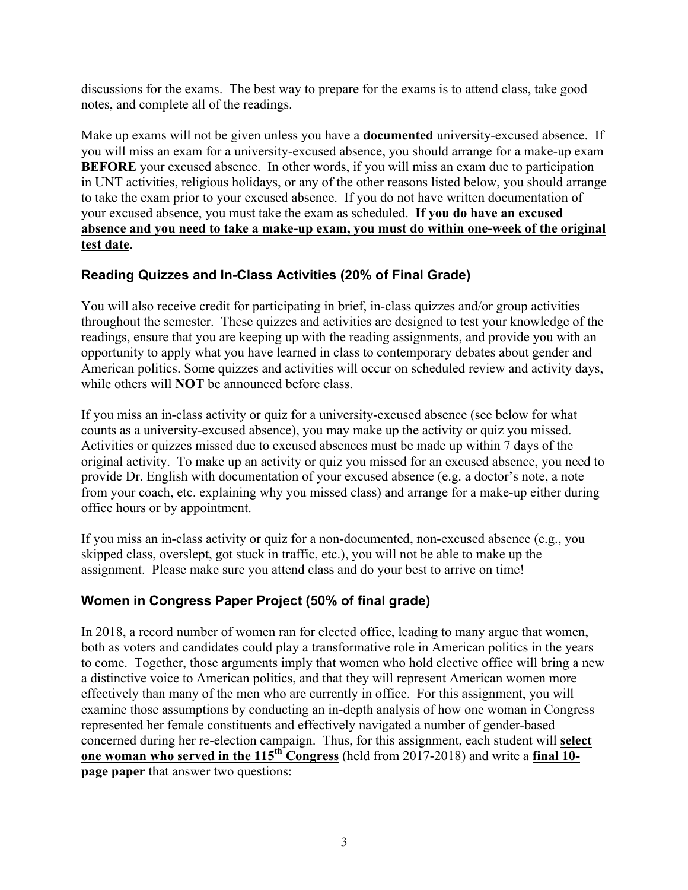discussions for the exams. The best way to prepare for the exams is to attend class, take good notes, and complete all of the readings.

Make up exams will not be given unless you have a **documented** university-excused absence. If you will miss an exam for a university-excused absence, you should arrange for a make-up exam **BEFORE** your excused absence. In other words, if you will miss an exam due to participation in UNT activities, religious holidays, or any of the other reasons listed below, you should arrange to take the exam prior to your excused absence. If you do not have written documentation of your excused absence, you must take the exam as scheduled. **If you do have an excused absence and you need to take a make-up exam, you must do within one-week of the original test date**.

### Reading Quizzes and In-Class Activities (20% of Final Grade)

You will also receive credit for participating in brief, in-class quizzes and/or group activities throughout the semester. These quizzes and activities are designed to test your knowledge of the readings, ensure that you are keeping up with the reading assignments, and provide you with an opportunity to apply what you have learned in class to contemporary debates about gender and American politics. Some quizzes and activities will occur on scheduled review and activity days, while others will **NOT** be announced before class.

If you miss an in-class activity or quiz for a university-excused absence (see below for what counts as a university-excused absence), you may make up the activity or quiz you missed. Activities or quizzes missed due to excused absences must be made up within 7 days of the original activity. To make up an activity or quiz you missed for an excused absence, you need to provide Dr. English with documentation of your excused absence (e.g. a doctor's note, a note from your coach, etc. explaining why you missed class) and arrange for a make-up either during office hours or by appointment.

If you miss an in-class activity or quiz for a non-documented, non-excused absence (e.g., you skipped class, overslept, got stuck in traffic, etc.), you will not be able to make up the assignment. Please make sure you attend class and do your best to arrive on time!

### Women in Congress Paper Project (50% of final grade)

In 2018, a record number of women ran for elected office, leading to many argue that women, both as voters and candidates could play a transformative role in American politics in the years to come. Together, those arguments imply that women who hold elective office will bring a new a distinctive voice to American politics, and that they will represent American women more effectively than many of the men who are currently in office. For this assignment, you will examine those assumptions by conducting an in-depth analysis of how one woman in Congress represented her female constituents and effectively navigated a number of gender-based concerned during her re-election campaign. Thus, for this assignment, each student will **select one woman who served in the 115th Congress** (held from 2017-2018) and write a **final 10-page paper** that answer two questions: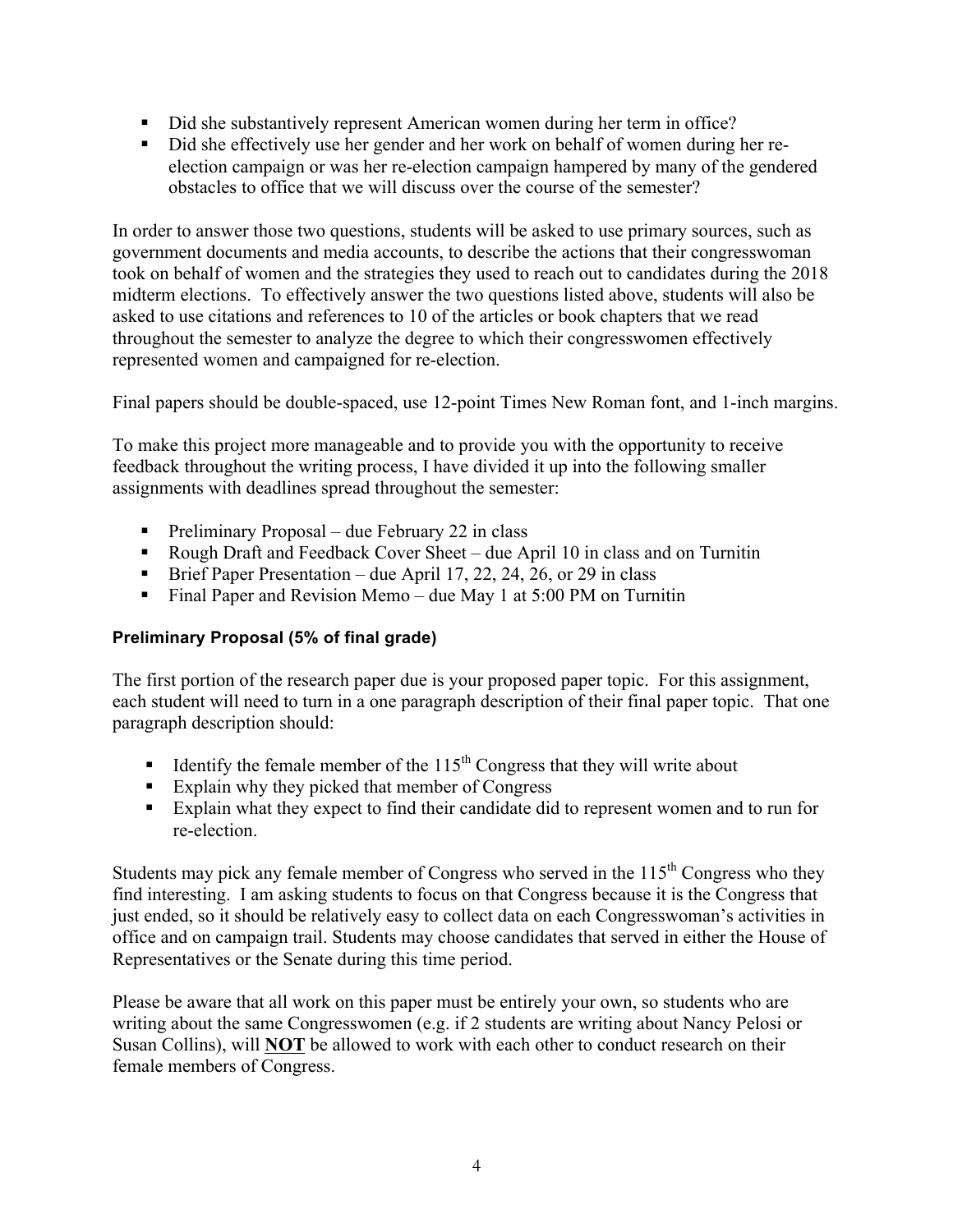- Did she substantively represent American women during her term in office?
- Did she effectively use her gender and her work on behalf of women during her re-election campaign or was her re-election campaign hampered by many of the gendered obstacles to office that we will discuss over the course of the semester?

In order to answer those two questions, students will be asked to use primary sources, such as government documents and media accounts, to describe the actions that their congresswoman took on behalf of women and the strategies they used to reach out to candidates during the 2018 midterm elections. To effectively answer the two questions listed above, students will also be asked to use citations and references to 10 of the articles or book chapters that we read throughout the semester to analyze the degree to which their congresswomen effectively represented women and campaigned for re-election.

Final papers should be double-spaced, use 12-point Times New Roman font, and 1-inch margins.

To make this project more manageable and to provide you with the opportunity to receive feedback throughout the writing process, I have divided it up into the following smaller assignments with deadlines spread throughout the semester:

- Preliminary Proposal – due February 22 in class
- Rough Draft and Feedback Cover Sheet – due April 10 in class and on Turnitin
- Brief Paper Presentation – due April 17, 22, 24, 26, or 29 in class
- Final Paper and Revision Memo – due May 1 at 5:00 PM on Turnitin

### Preliminary Proposal (5% of final grade)

The first portion of the research paper due is your proposed paper topic. For this assignment, each student will need to turn in a one paragraph description of their final paper topic. That one paragraph description should:

- Identify the female member of the 115th Congress that they will write about
- Explain why they picked that member of Congress
- Explain what they expect to find their candidate did to represent women and to run for re-election.

Students may pick any female member of Congress who served in the 115th Congress who they find interesting. I am asking students to focus on that Congress because it is the Congress that just ended, so it should be relatively easy to collect data on each Congresswoman's activities in office and on campaign trail. Students may choose candidates that served in either the House of Representatives or the Senate during this time period.

Please be aware that all work on this paper must be entirely your own, so students who are writing about the same Congresswomen (e.g. if 2 students are writing about Nancy Pelosi or Susan Collins), will **NOT** be allowed to work with each other to conduct research on their female members of Congress.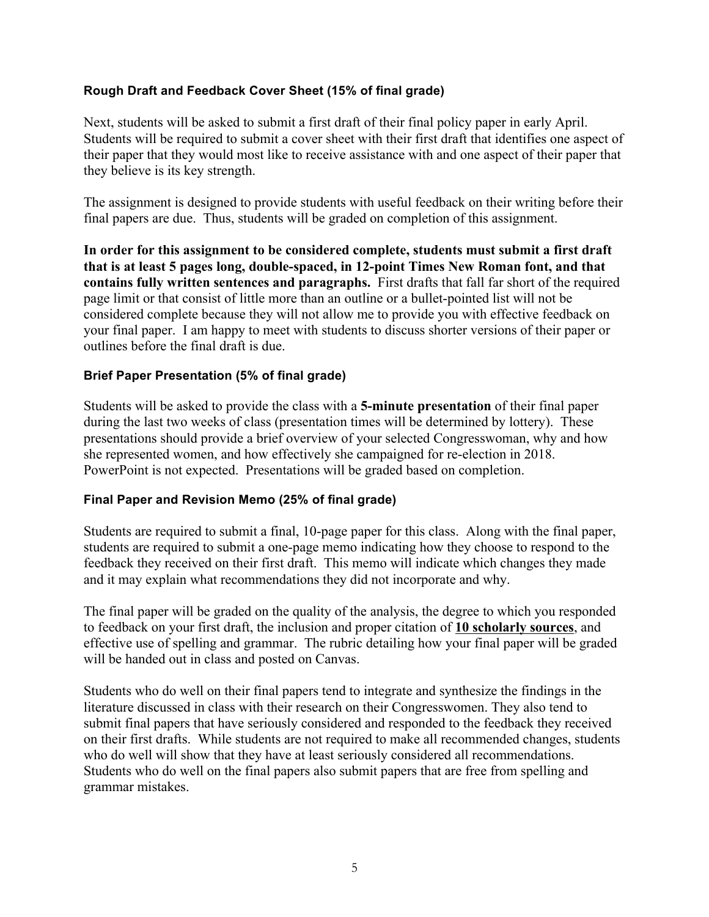### Rough Draft and Feedback Cover Sheet (15% of final grade)

Next, students will be asked to submit a first draft of their final policy paper in early April. Students will be required to submit a cover sheet with their first draft that identifies one aspect of their paper that they would most like to receive assistance with and one aspect of their paper that they believe is its key strength.

The assignment is designed to provide students with useful feedback on their writing before their final papers are due. Thus, students will be graded on completion of this assignment.

**In order for this assignment to be considered complete, students must submit a first draft that is at least 5 pages long, double-spaced, in 12-point Times New Roman font, and that contains fully written sentences and paragraphs.** First drafts that fall far short of the required page limit or that consist of little more than an outline or a bullet-pointed list will not be considered complete because they will not allow me to provide you with effective feedback on your final paper. I am happy to meet with students to discuss shorter versions of their paper or outlines before the final draft is due.

### Brief Paper Presentation (5% of final grade)

Students will be asked to provide the class with a **5-minute presentation** of their final paper during the last two weeks of class (presentation times will be determined by lottery). These presentations should provide a brief overview of your selected Congresswoman, why and how she represented women, and how effectively she campaigned for re-election in 2018. PowerPoint is not expected. Presentations will be graded based on completion.

### Final Paper and Revision Memo (25% of final grade)

Students are required to submit a final, 10-page paper for this class. Along with the final paper, students are required to submit a one-page memo indicating how they choose to respond to the feedback they received on their first draft. This memo will indicate which changes they made and it may explain what recommendations they did not incorporate and why.

The final paper will be graded on the quality of the analysis, the degree to which you responded to feedback on your first draft, the inclusion and proper citation of **10 scholarly sources**, and effective use of spelling and grammar. The rubric detailing how your final paper will be graded will be handed out in class and posted on Canvas.

Students who do well on their final papers tend to integrate and synthesize the findings in the literature discussed in class with their research on their Congresswomen. They also tend to submit final papers that have seriously considered and responded to the feedback they received on their first drafts. While students are not required to make all recommended changes, students who do well will show that they have at least seriously considered all recommendations. Students who do well on the final papers also submit papers that are free from spelling and grammar mistakes.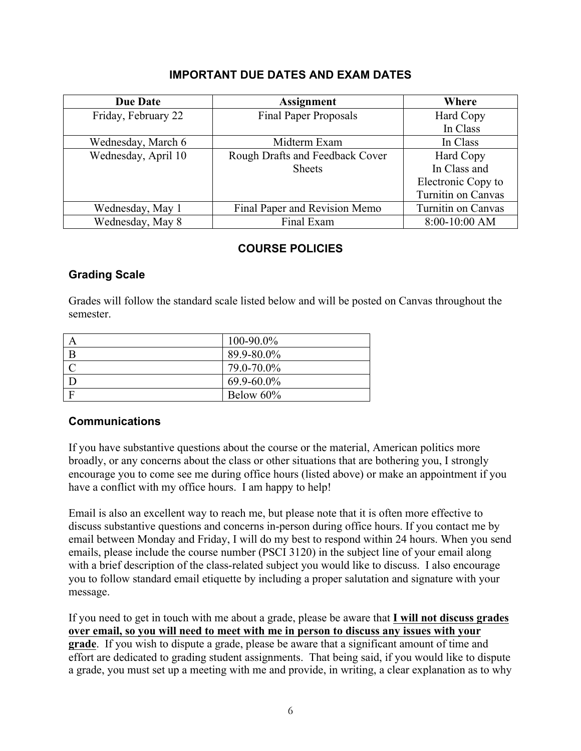## IMPORTANT DUE DATES AND EXAM DATES

| Due Date | Assignment | Where |
| --- | --- | --- |
| Friday, February 22 | Final Paper Proposals | Hard Copy In Class |
| Wednesday, March 6 | Midterm Exam | In Class |
| Wednesday, April 10 | Rough Drafts and Feedback Cover Sheets | Hard Copy In Class and Electronic Copy to Turnitin on Canvas |
| Wednesday, May 1 | Final Paper and Revision Memo | Turnitin on Canvas |
| Wednesday, May 8 | Final Exam | 8:00-10:00 AM |

## COURSE POLICIES

### Grading Scale

Grades will follow the standard scale listed below and will be posted on Canvas throughout the semester.

| | |
| --- | --- |
| A | 100-90.0% |
| B | 89.9-80.0% |
| C | 79.0-70.0% |
| D | 69.9-60.0% |
| F | Below 60% |

### Communications

If you have substantive questions about the course or the material, American politics more broadly, or any concerns about the class or other situations that are bothering you, I strongly encourage you to come see me during office hours (listed above) or make an appointment if you have a conflict with my office hours. I am happy to help!

Email is also an excellent way to reach me, but please note that it is often more effective to discuss substantive questions and concerns in-person during office hours. If you contact me by email between Monday and Friday, I will do my best to respond within 24 hours. When you send emails, please include the course number (PSCI 3120) in the subject line of your email along with a brief description of the class-related subject you would like to discuss. I also encourage you to follow standard email etiquette by including a proper salutation and signature with your message.

If you need to get in touch with me about a grade, please be aware that **I will not discuss grades over email, so you will need to meet with me in person to discuss any issues with your grade**. If you wish to dispute a grade, please be aware that a significant amount of time and effort are dedicated to grading student assignments. That being said, if you would like to dispute a grade, you must set up a meeting with me and provide, in writing, a clear explanation as to why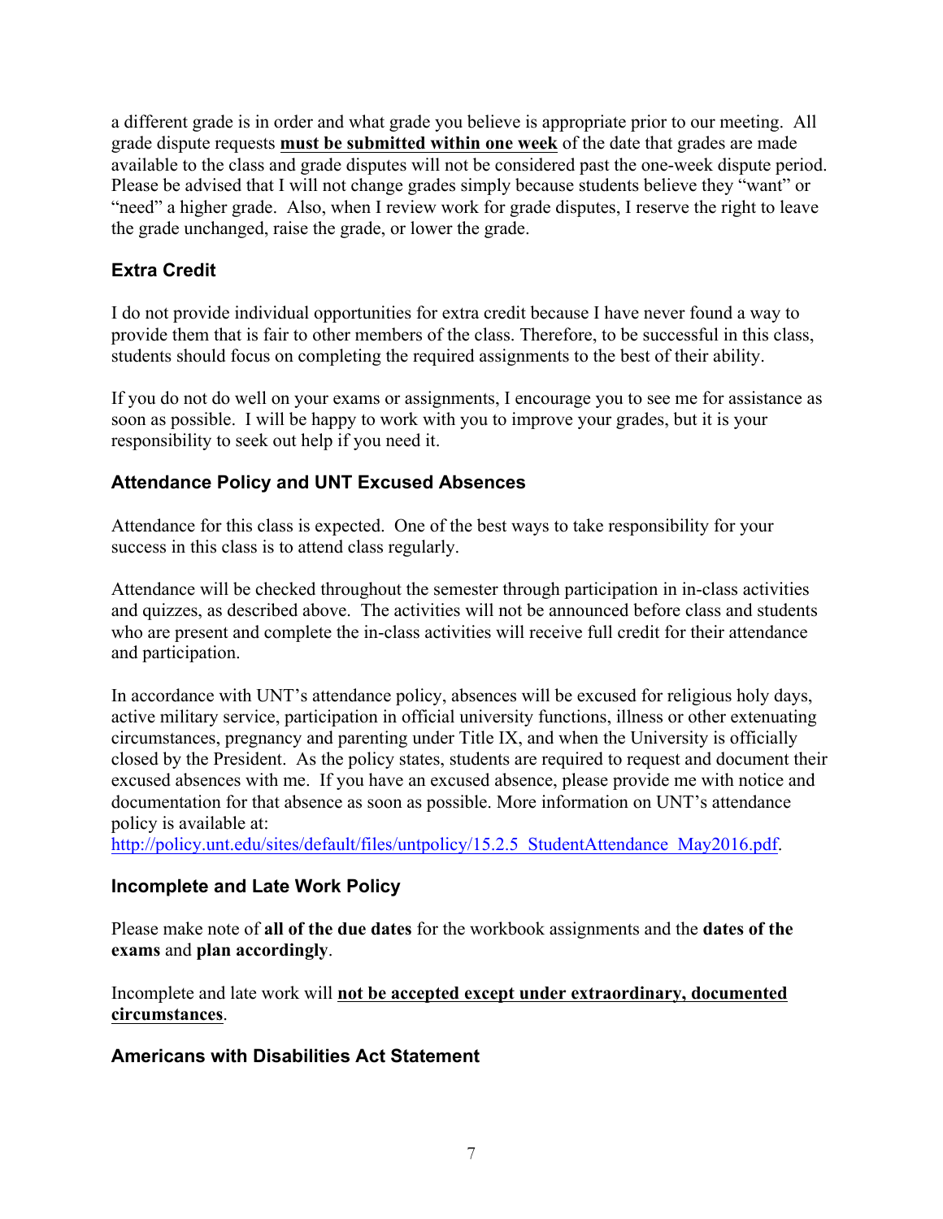a different grade is in order and what grade you believe is appropriate prior to our meeting. All grade dispute requests **must be submitted within one week** of the date that grades are made available to the class and grade disputes will not be considered past the one-week dispute period. Please be advised that I will not change grades simply because students believe they "want" or "need" a higher grade. Also, when I review work for grade disputes, I reserve the right to leave the grade unchanged, raise the grade, or lower the grade.

### Extra Credit

I do not provide individual opportunities for extra credit because I have never found a way to provide them that is fair to other members of the class. Therefore, to be successful in this class, students should focus on completing the required assignments to the best of their ability.

If you do not do well on your exams or assignments, I encourage you to see me for assistance as soon as possible. I will be happy to work with you to improve your grades, but it is your responsibility to seek out help if you need it.

### Attendance Policy and UNT Excused Absences

Attendance for this class is expected. One of the best ways to take responsibility for your success in this class is to attend class regularly.

Attendance will be checked throughout the semester through participation in in-class activities and quizzes, as described above. The activities will not be announced before class and students who are present and complete the in-class activities will receive full credit for their attendance and participation.

In accordance with UNT's attendance policy, absences will be excused for religious holy days, active military service, participation in official university functions, illness or other extenuating circumstances, pregnancy and parenting under Title IX, and when the University is officially closed by the President. As the policy states, students are required to request and document their excused absences with me. If you have an excused absence, please provide me with notice and documentation for that absence as soon as possible. More information on UNT's attendance policy is available at: http://policy.unt.edu/sites/default/files/untpolicy/15.2.5_StudentAttendance_May2016.pdf.

### Incomplete and Late Work Policy

Please make note of **all of the due dates** for the workbook assignments and the **dates of the exams** and **plan accordingly**.

Incomplete and late work will **not be accepted except under extraordinary, documented circumstances**.

### Americans with Disabilities Act Statement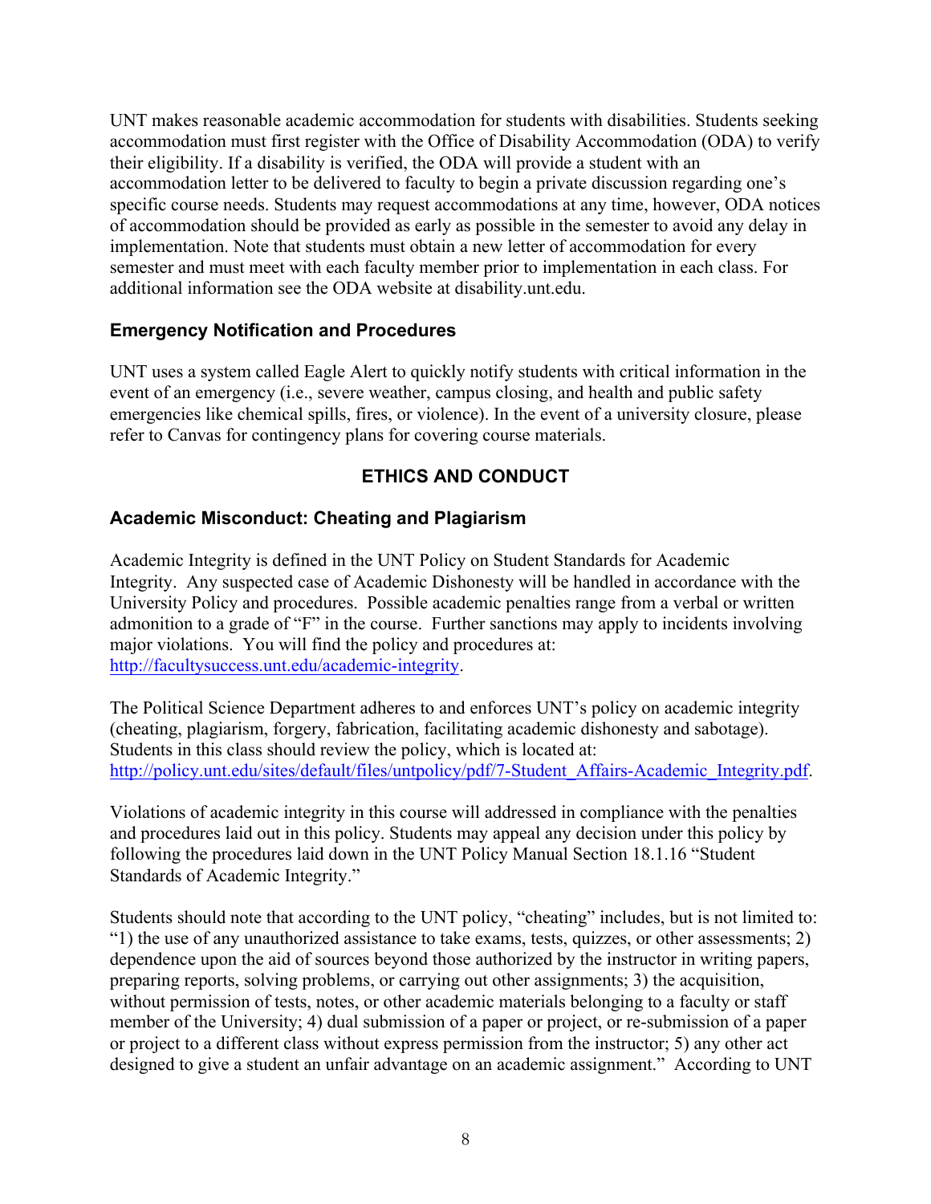UNT makes reasonable academic accommodation for students with disabilities. Students seeking accommodation must first register with the Office of Disability Accommodation (ODA) to verify their eligibility. If a disability is verified, the ODA will provide a student with an accommodation letter to be delivered to faculty to begin a private discussion regarding one's specific course needs. Students may request accommodations at any time, however, ODA notices of accommodation should be provided as early as possible in the semester to avoid any delay in implementation. Note that students must obtain a new letter of accommodation for every semester and must meet with each faculty member prior to implementation in each class. For additional information see the ODA website at disability.unt.edu.

### Emergency Notification and Procedures

UNT uses a system called Eagle Alert to quickly notify students with critical information in the event of an emergency (i.e., severe weather, campus closing, and health and public safety emergencies like chemical spills, fires, or violence). In the event of a university closure, please refer to Canvas for contingency plans for covering course materials.

## ETHICS AND CONDUCT

### Academic Misconduct: Cheating and Plagiarism

Academic Integrity is defined in the UNT Policy on Student Standards for Academic Integrity. Any suspected case of Academic Dishonesty will be handled in accordance with the University Policy and procedures. Possible academic penalties range from a verbal or written admonition to a grade of "F" in the course. Further sanctions may apply to incidents involving major violations. You will find the policy and procedures at: [http://facultysuccess.unt.edu/academic-integrity](http://facultysuccess.unt.edu/academic-integrity).

The Political Science Department adheres to and enforces UNT's policy on academic integrity (cheating, plagiarism, forgery, fabrication, facilitating academic dishonesty and sabotage). Students in this class should review the policy, which is located at: [http://policy.unt.edu/sites/default/files/untpolicy/pdf/7-Student_Affairs-Academic_Integrity.pdf](http://policy.unt.edu/sites/default/files/untpolicy/pdf/7-Student_Affairs-Academic_Integrity.pdf).

Violations of academic integrity in this course will addressed in compliance with the penalties and procedures laid out in this policy. Students may appeal any decision under this policy by following the procedures laid down in the UNT Policy Manual Section 18.1.16 "Student Standards of Academic Integrity."

Students should note that according to the UNT policy, "cheating" includes, but is not limited to: "1) the use of any unauthorized assistance to take exams, tests, quizzes, or other assessments; 2) dependence upon the aid of sources beyond those authorized by the instructor in writing papers, preparing reports, solving problems, or carrying out other assignments; 3) the acquisition, without permission of tests, notes, or other academic materials belonging to a faculty or staff member of the University; 4) dual submission of a paper or project, or re-submission of a paper or project to a different class without express permission from the instructor; 5) any other act designed to give a student an unfair advantage on an academic assignment." According to UNT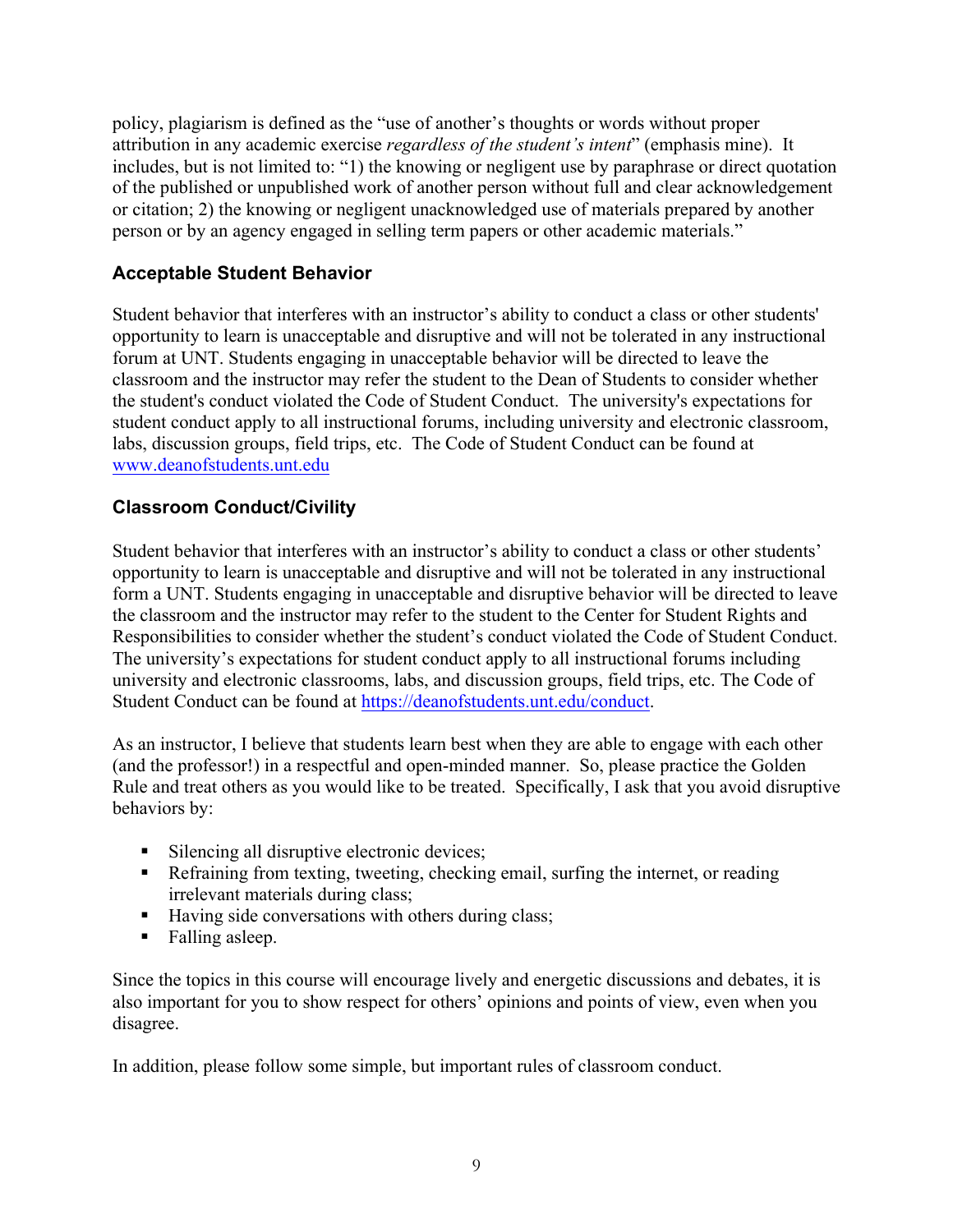policy, plagiarism is defined as the "use of another's thoughts or words without proper attribution in any academic exercise *regardless of the student's intent*" (emphasis mine). It includes, but is not limited to: "1) the knowing or negligent use by paraphrase or direct quotation of the published or unpublished work of another person without full and clear acknowledgement or citation; 2) the knowing or negligent unacknowledged use of materials prepared by another person or by an agency engaged in selling term papers or other academic materials."

## Acceptable Student Behavior

Student behavior that interferes with an instructor's ability to conduct a class or other students' opportunity to learn is unacceptable and disruptive and will not be tolerated in any instructional forum at UNT. Students engaging in unacceptable behavior will be directed to leave the classroom and the instructor may refer the student to the Dean of Students to consider whether the student's conduct violated the Code of Student Conduct. The university's expectations for student conduct apply to all instructional forums, including university and electronic classroom, labs, discussion groups, field trips, etc. The Code of Student Conduct can be found at [www.deanofstudents.unt.edu](www.deanofstudents.unt.edu)

## Classroom Conduct/Civility

Student behavior that interferes with an instructor's ability to conduct a class or other students' opportunity to learn is unacceptable and disruptive and will not be tolerated in any instructional form a UNT. Students engaging in unacceptable and disruptive behavior will be directed to leave the classroom and the instructor may refer to the student to the Center for Student Rights and Responsibilities to consider whether the student's conduct violated the Code of Student Conduct. The university's expectations for student conduct apply to all instructional forums including university and electronic classrooms, labs, and discussion groups, field trips, etc. The Code of Student Conduct can be found at [https://deanofstudents.unt.edu/conduct](https://deanofstudents.unt.edu/conduct).

As an instructor, I believe that students learn best when they are able to engage with each other (and the professor!) in a respectful and open-minded manner. So, please practice the Golden Rule and treat others as you would like to be treated. Specifically, I ask that you avoid disruptive behaviors by:

- Silencing all disruptive electronic devices;
- Refraining from texting, tweeting, checking email, surfing the internet, or reading irrelevant materials during class;
- Having side conversations with others during class;
- Falling asleep.

Since the topics in this course will encourage lively and energetic discussions and debates, it is also important for you to show respect for others' opinions and points of view, even when you disagree.

In addition, please follow some simple, but important rules of classroom conduct.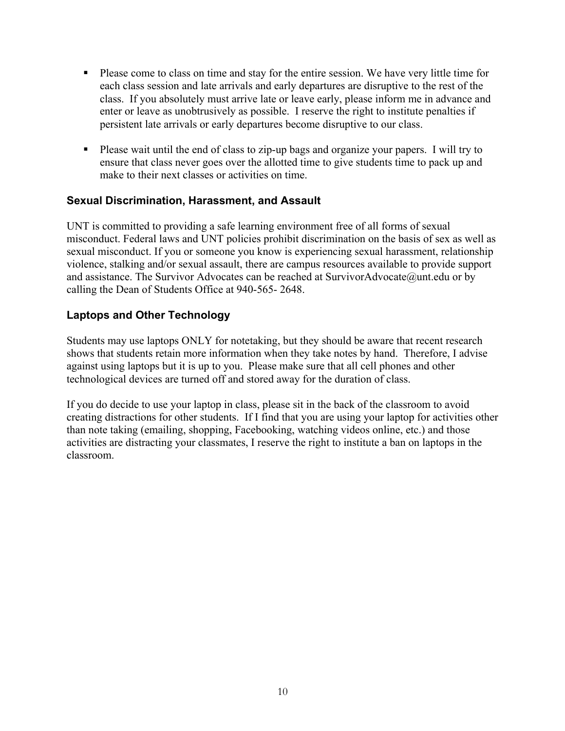- Please come to class on time and stay for the entire session. We have very little time for each class session and late arrivals and early departures are disruptive to the rest of the class. If you absolutely must arrive late or leave early, please inform me in advance and enter or leave as unobtrusively as possible. I reserve the right to institute penalties if persistent late arrivals or early departures become disruptive to our class.

- Please wait until the end of class to zip-up bags and organize your papers. I will try to ensure that class never goes over the allotted time to give students time to pack up and make to their next classes or activities on time.

### Sexual Discrimination, Harassment, and Assault

UNT is committed to providing a safe learning environment free of all forms of sexual misconduct. Federal laws and UNT policies prohibit discrimination on the basis of sex as well as sexual misconduct. If you or someone you know is experiencing sexual harassment, relationship violence, stalking and/or sexual assault, there are campus resources available to provide support and assistance. The Survivor Advocates can be reached at SurvivorAdvocate@unt.edu or by calling the Dean of Students Office at 940-565- 2648.

### Laptops and Other Technology

Students may use laptops ONLY for notetaking, but they should be aware that recent research shows that students retain more information when they take notes by hand. Therefore, I advise against using laptops but it is up to you. Please make sure that all cell phones and other technological devices are turned off and stored away for the duration of class.

If you do decide to use your laptop in class, please sit in the back of the classroom to avoid creating distractions for other students. If I find that you are using your laptop for activities other than note taking (emailing, shopping, Facebooking, watching videos online, etc.) and those activities are distracting your classmates, I reserve the right to institute a ban on laptops in the classroom.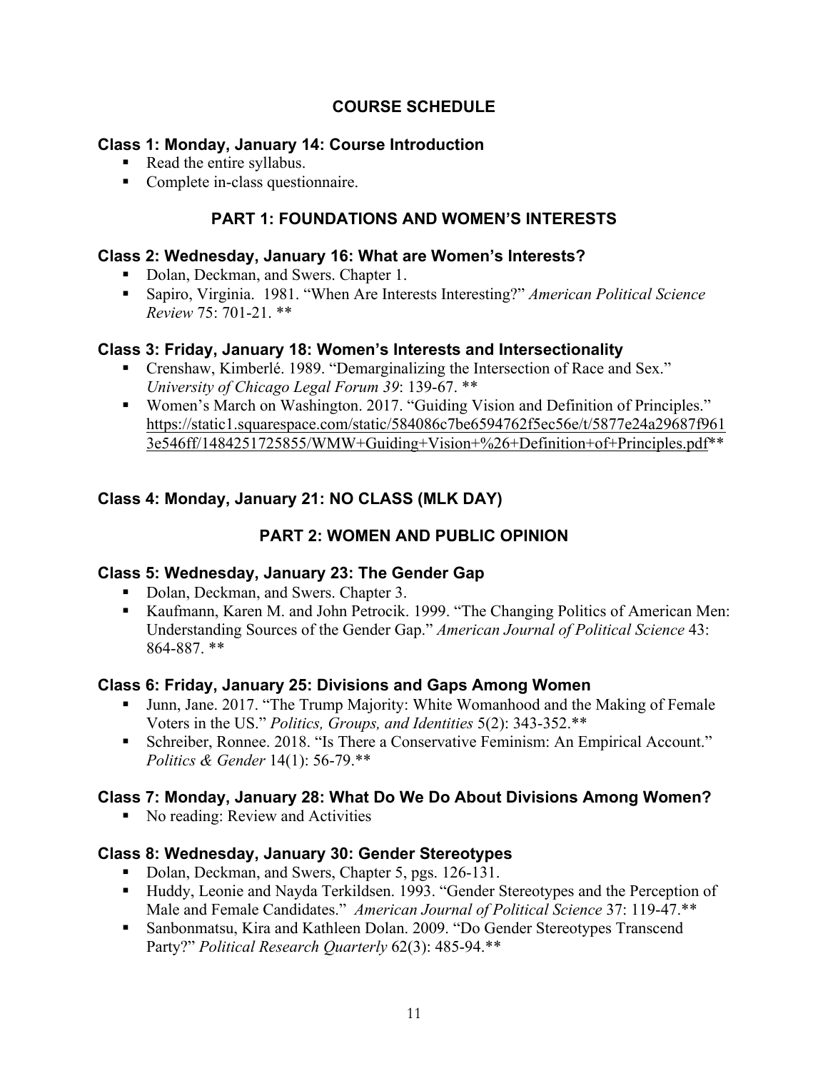## COURSE SCHEDULE

### Class 1: Monday, January 14: Course Introduction

- Read the entire syllabus.
- Complete in-class questionnaire.

## PART 1: FOUNDATIONS AND WOMEN'S INTERESTS

### Class 2: Wednesday, January 16: What are Women's Interests?

- Dolan, Deckman, and Swers. Chapter 1.
- Sapiro, Virginia. 1981. "When Are Interests Interesting?" *American Political Science Review* 75: 701-21. **

### Class 3: Friday, January 18: Women's Interests and Intersectionality

- Crenshaw, Kimberlé. 1989. "Demarginalizing the Intersection of Race and Sex." *University of Chicago Legal Forum 39*: 139-67. **
- Women's March on Washington. 2017. "Guiding Vision and Definition of Principles." https://static1.squarespace.com/static/584086c7be6594762f5ec56e/t/5877e24a29687f9613e546ff/1484251725855/WMW+Guiding+Vision+%26+Definition+of+Principles.pdf**

### Class 4: Monday, January 21: NO CLASS (MLK DAY)

## PART 2: WOMEN AND PUBLIC OPINION

### Class 5: Wednesday, January 23: The Gender Gap

- Dolan, Deckman, and Swers. Chapter 3.
- Kaufmann, Karen M. and John Petrocik. 1999. "The Changing Politics of American Men: Understanding Sources of the Gender Gap." *American Journal of Political Science* 43: 864-887. **

### Class 6: Friday, January 25: Divisions and Gaps Among Women

- Junn, Jane. 2017. "The Trump Majority: White Womanhood and the Making of Female Voters in the US." *Politics, Groups, and Identities* 5(2): 343-352.**
- Schreiber, Ronnee. 2018. "Is There a Conservative Feminism: An Empirical Account." *Politics & Gender* 14(1): 56-79.**

### Class 7: Monday, January 28: What Do We Do About Divisions Among Women?

- No reading: Review and Activities

### Class 8: Wednesday, January 30: Gender Stereotypes

- Dolan, Deckman, and Swers, Chapter 5, pgs. 126-131.
- Huddy, Leonie and Nayda Terkildsen. 1993. "Gender Stereotypes and the Perception of Male and Female Candidates." *American Journal of Political Science* 37: 119-47.**
- Sanbonmatsu, Kira and Kathleen Dolan. 2009. "Do Gender Stereotypes Transcend Party?" *Political Research Quarterly* 62(3): 485-94.**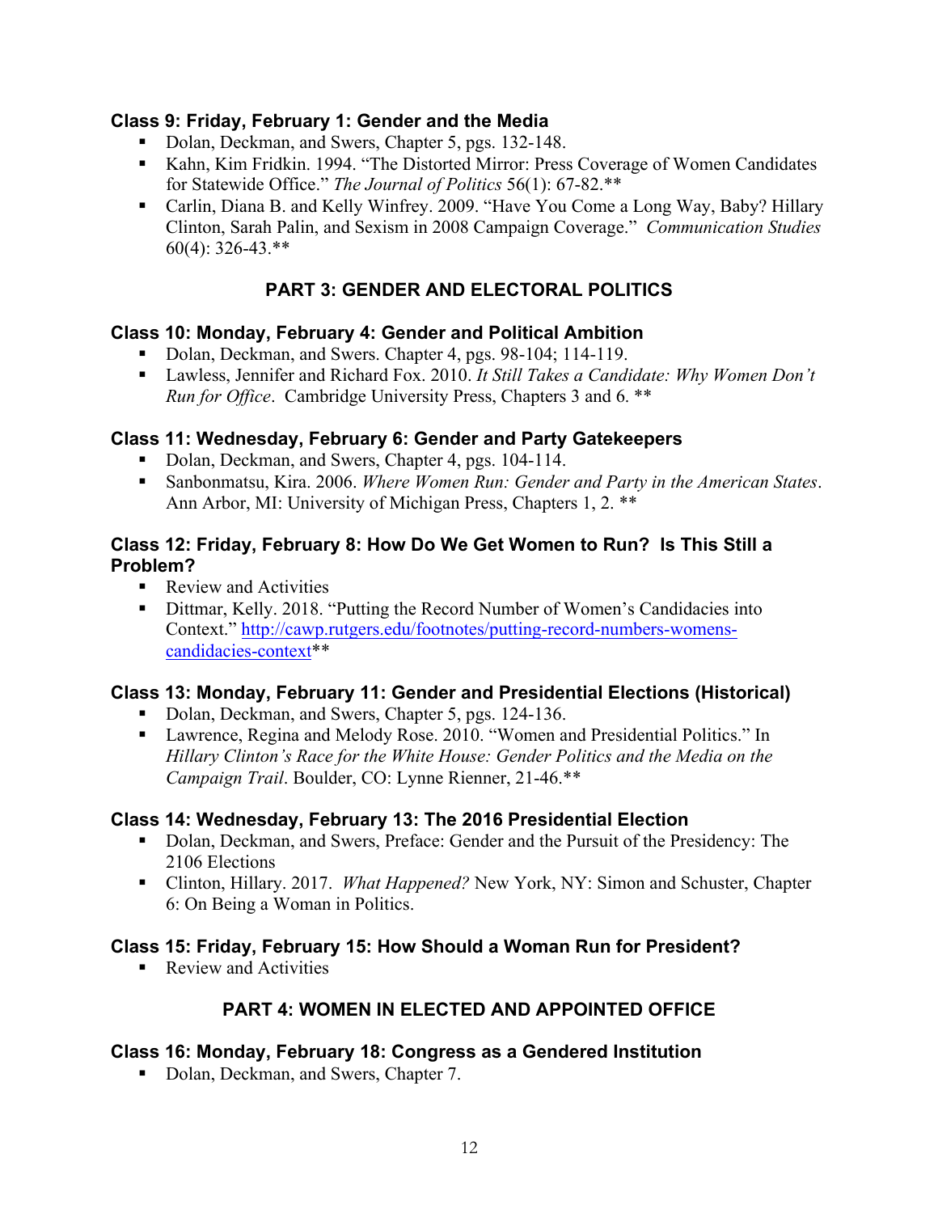### Class 9: Friday, February 1: Gender and the Media

- Dolan, Deckman, and Swers, Chapter 5, pgs. 132-148.
- Kahn, Kim Fridkin. 1994. "The Distorted Mirror: Press Coverage of Women Candidates for Statewide Office." *The Journal of Politics* 56(1): 67-82.**
- Carlin, Diana B. and Kelly Winfrey. 2009. "Have You Come a Long Way, Baby? Hillary Clinton, Sarah Palin, and Sexism in 2008 Campaign Coverage." *Communication Studies* 60(4): 326-43.**

## PART 3: GENDER AND ELECTORAL POLITICS

### Class 10: Monday, February 4: Gender and Political Ambition

- Dolan, Deckman, and Swers. Chapter 4, pgs. 98-104; 114-119.
- Lawless, Jennifer and Richard Fox. 2010. *It Still Takes a Candidate: Why Women Don't Run for Office*. Cambridge University Press, Chapters 3 and 6. **

### Class 11: Wednesday, February 6: Gender and Party Gatekeepers

- Dolan, Deckman, and Swers, Chapter 4, pgs. 104-114.
- Sanbonmatsu, Kira. 2006. *Where Women Run: Gender and Party in the American States*. Ann Arbor, MI: University of Michigan Press, Chapters 1, 2. **

### Class 12: Friday, February 8: How Do We Get Women to Run? Is This Still a Problem?

- Review and Activities
- Dittmar, Kelly. 2018. "Putting the Record Number of Women's Candidacies into Context." [http://cawp.rutgers.edu/footnotes/putting-record-numbers-womens-candidacies-context](http://cawp.rutgers.edu/footnotes/putting-record-numbers-womens-candidacies-context)**

### Class 13: Monday, February 11: Gender and Presidential Elections (Historical)

- Dolan, Deckman, and Swers, Chapter 5, pgs. 124-136.
- Lawrence, Regina and Melody Rose. 2010. "Women and Presidential Politics." In *Hillary Clinton's Race for the White House: Gender Politics and the Media on the Campaign Trail*. Boulder, CO: Lynne Rienner, 21-46.**

### Class 14: Wednesday, February 13: The 2016 Presidential Election

- Dolan, Deckman, and Swers, Preface: Gender and the Pursuit of the Presidency: The 2106 Elections
- Clinton, Hillary. 2017. *What Happened?* New York, NY: Simon and Schuster, Chapter 6: On Being a Woman in Politics.

### Class 15: Friday, February 15: How Should a Woman Run for President?

- Review and Activities

## PART 4: WOMEN IN ELECTED AND APPOINTED OFFICE

### Class 16: Monday, February 18: Congress as a Gendered Institution

- Dolan, Deckman, and Swers, Chapter 7.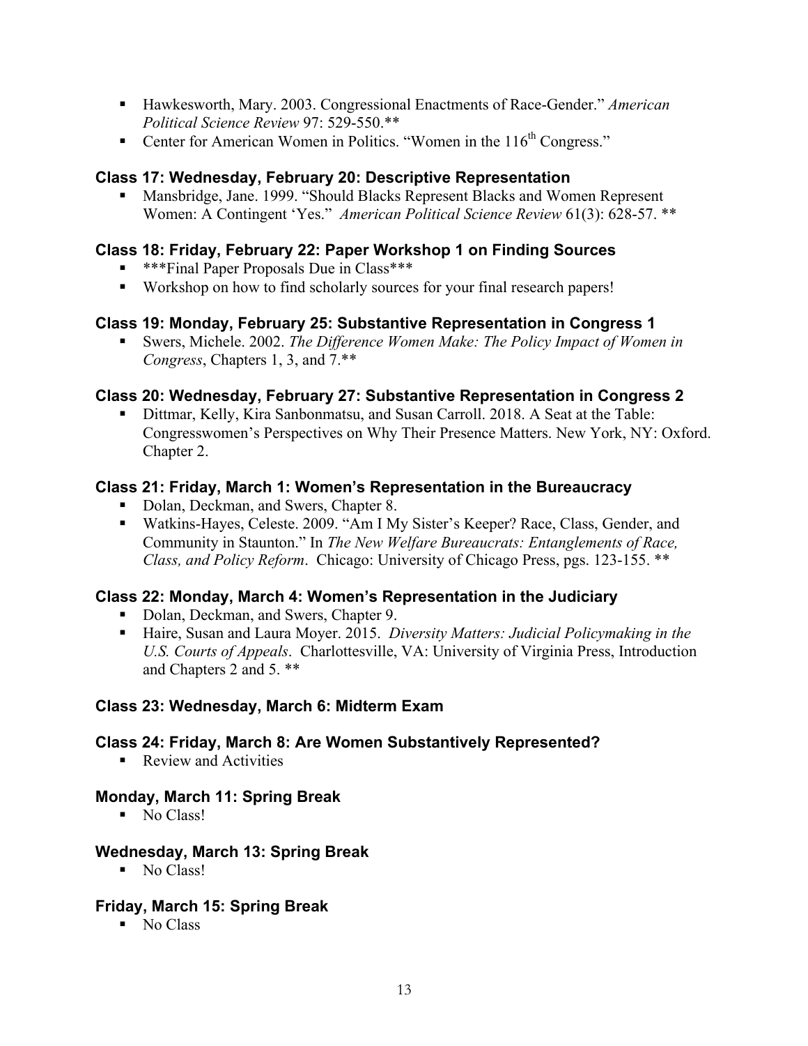- Hawkesworth, Mary. 2003. Congressional Enactments of Race-Gender." *American Political Science Review* 97: 529-550.**
- Center for American Women in Politics. "Women in the 116th Congress."

### Class 17: Wednesday, February 20: Descriptive Representation

- Mansbridge, Jane. 1999. "Should Blacks Represent Blacks and Women Represent Women: A Contingent 'Yes." *American Political Science Review* 61(3): 628-57. **

### Class 18: Friday, February 22: Paper Workshop 1 on Finding Sources

- ***Final Paper Proposals Due in Class***
- Workshop on how to find scholarly sources for your final research papers!

### Class 19: Monday, February 25: Substantive Representation in Congress 1

- Swers, Michele. 2002. *The Difference Women Make: The Policy Impact of Women in Congress*, Chapters 1, 3, and 7.**

### Class 20: Wednesday, February 27: Substantive Representation in Congress 2

- Dittmar, Kelly, Kira Sanbonmatsu, and Susan Carroll. 2018. A Seat at the Table: Congresswomen's Perspectives on Why Their Presence Matters. New York, NY: Oxford. Chapter 2.

### Class 21: Friday, March 1: Women's Representation in the Bureaucracy

- Dolan, Deckman, and Swers, Chapter 8.
- Watkins-Hayes, Celeste. 2009. "Am I My Sister's Keeper? Race, Class, Gender, and Community in Staunton." In *The New Welfare Bureaucrats: Entanglements of Race, Class, and Policy Reform*. Chicago: University of Chicago Press, pgs. 123-155. **

### Class 22: Monday, March 4: Women's Representation in the Judiciary

- Dolan, Deckman, and Swers, Chapter 9.
- Haire, Susan and Laura Moyer. 2015. *Diversity Matters: Judicial Policymaking in the U.S. Courts of Appeals*. Charlottesville, VA: University of Virginia Press, Introduction and Chapters 2 and 5. **

### Class 23: Wednesday, March 6: Midterm Exam

### Class 24: Friday, March 8: Are Women Substantively Represented?

- Review and Activities

### Monday, March 11: Spring Break

- No Class!

### Wednesday, March 13: Spring Break

- No Class!

### Friday, March 15: Spring Break

- No Class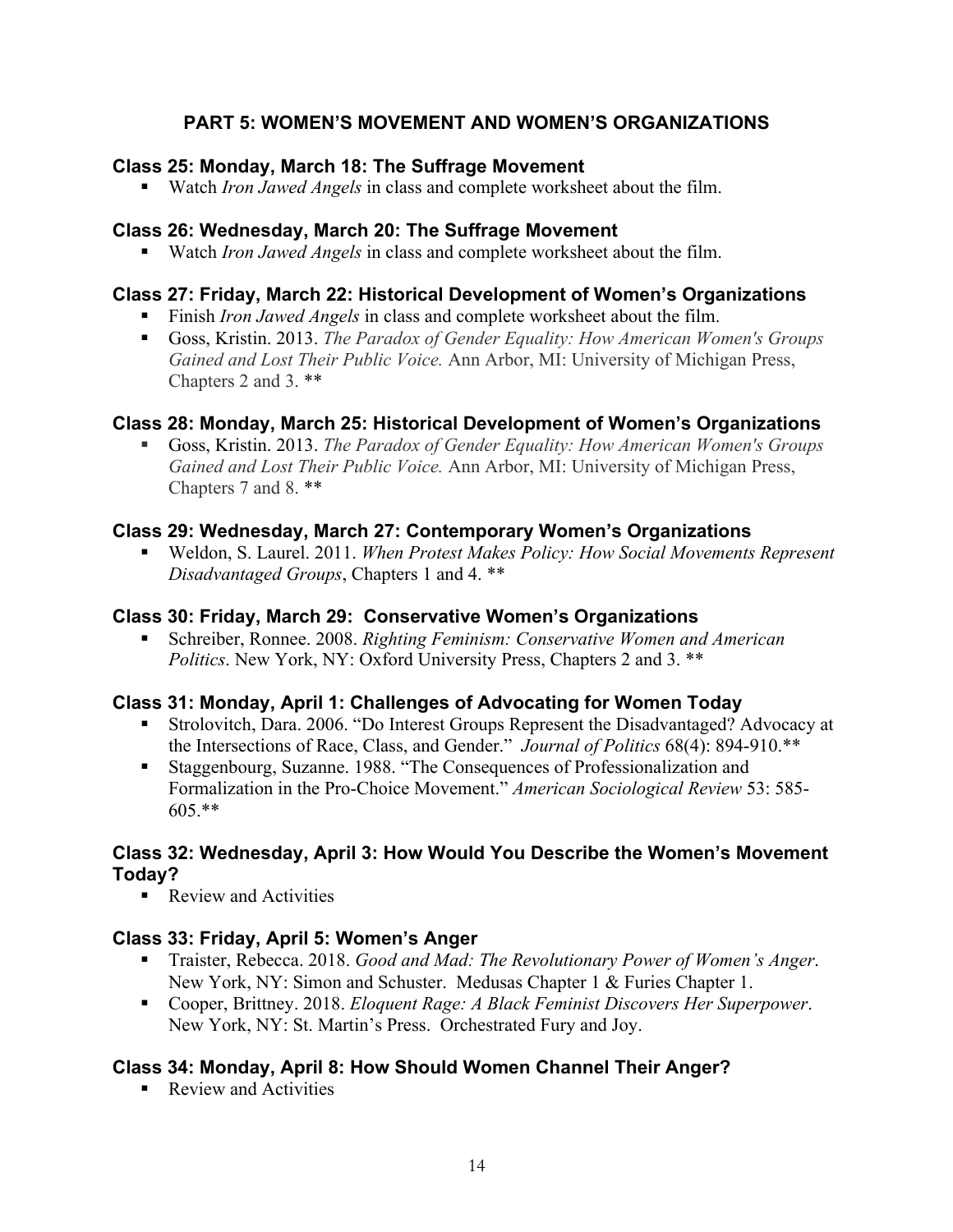## PART 5: WOMEN'S MOVEMENT AND WOMEN'S ORGANIZATIONS

### Class 25: Monday, March 18: The Suffrage Movement

- Watch *Iron Jawed Angels* in class and complete worksheet about the film.

### Class 26: Wednesday, March 20: The Suffrage Movement

- Watch *Iron Jawed Angels* in class and complete worksheet about the film.

### Class 27: Friday, March 22: Historical Development of Women's Organizations

- Finish *Iron Jawed Angels* in class and complete worksheet about the film.
- Goss, Kristin. 2013. *The Paradox of Gender Equality: How American Women's Groups Gained and Lost Their Public Voice.* Ann Arbor, MI: University of Michigan Press, Chapters 2 and 3. **

### Class 28: Monday, March 25: Historical Development of Women's Organizations

- Goss, Kristin. 2013. *The Paradox of Gender Equality: How American Women's Groups Gained and Lost Their Public Voice.* Ann Arbor, MI: University of Michigan Press, Chapters 7 and 8. **

### Class 29: Wednesday, March 27: Contemporary Women's Organizations

- Weldon, S. Laurel. 2011. *When Protest Makes Policy: How Social Movements Represent Disadvantaged Groups*, Chapters 1 and 4. **

### Class 30: Friday, March 29: Conservative Women's Organizations

- Schreiber, Ronnee. 2008. *Righting Feminism: Conservative Women and American Politics*. New York, NY: Oxford University Press, Chapters 2 and 3. **

### Class 31: Monday, April 1: Challenges of Advocating for Women Today

- Strolovitch, Dara. 2006. "Do Interest Groups Represent the Disadvantaged? Advocacy at the Intersections of Race, Class, and Gender." *Journal of Politics* 68(4): 894-910.**
- Staggenbourg, Suzanne. 1988. "The Consequences of Professionalization and Formalization in the Pro-Choice Movement." *American Sociological Review* 53: 585-605.**

### Class 32: Wednesday, April 3: How Would You Describe the Women's Movement Today?

- Review and Activities

### Class 33: Friday, April 5: Women's Anger

- Traister, Rebecca. 2018. *Good and Mad: The Revolutionary Power of Women's Anger*. New York, NY: Simon and Schuster. Medusas Chapter 1 & Furies Chapter 1.
- Cooper, Brittney. 2018. *Eloquent Rage: A Black Feminist Discovers Her Superpower*. New York, NY: St. Martin's Press. Orchestrated Fury and Joy.

### Class 34: Monday, April 8: How Should Women Channel Their Anger?

- Review and Activities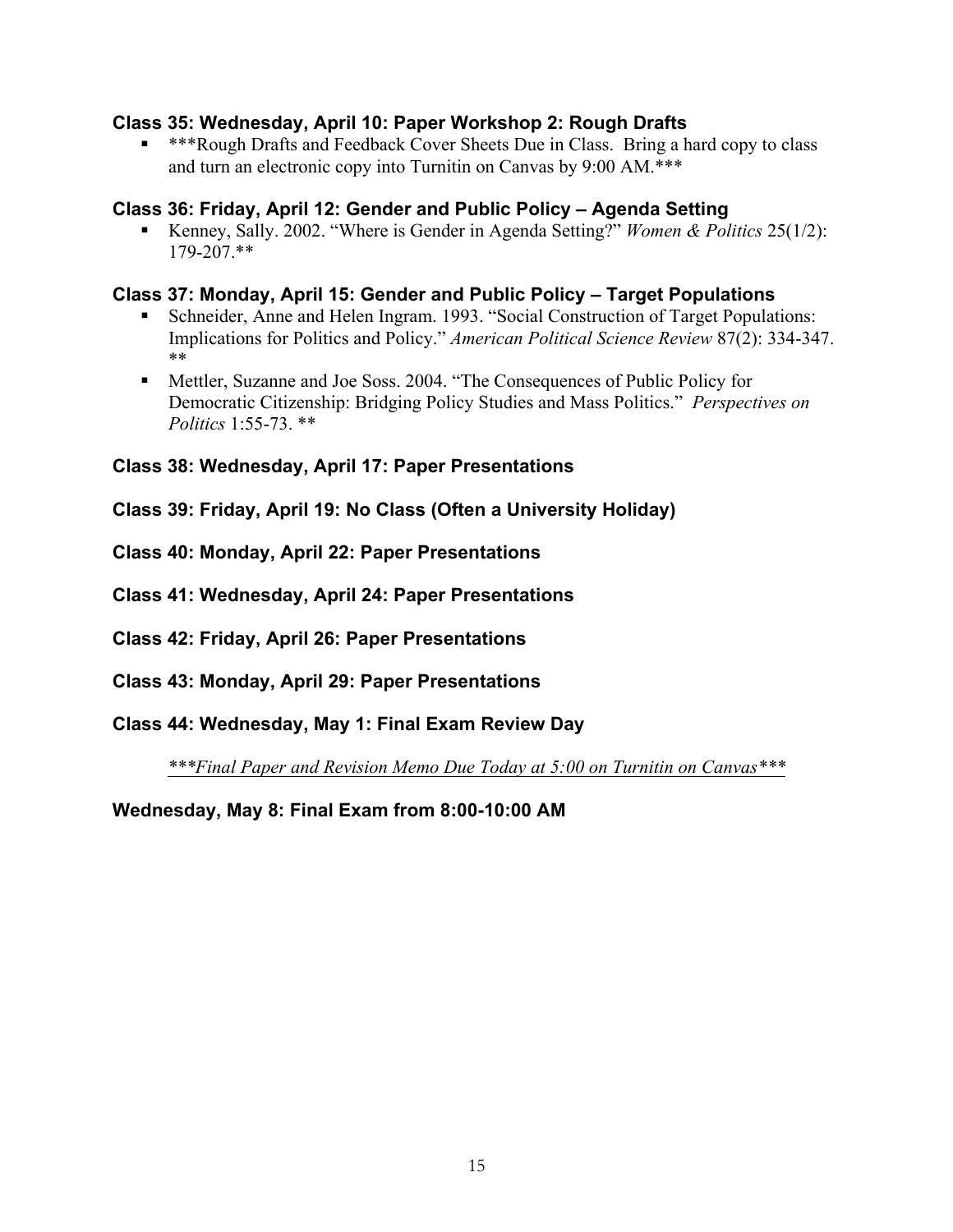### Class 35: Wednesday, April 10: Paper Workshop 2: Rough Drafts

- ***Rough Drafts and Feedback Cover Sheets Due in Class. Bring a hard copy to class and turn an electronic copy into Turnitin on Canvas by 9:00 AM.***

### Class 36: Friday, April 12: Gender and Public Policy – Agenda Setting

- Kenney, Sally. 2002. "Where is Gender in Agenda Setting?" *Women & Politics* 25(1/2): 179-207.**

### Class 37: Monday, April 15: Gender and Public Policy – Target Populations

- Schneider, Anne and Helen Ingram. 1993. "Social Construction of Target Populations: Implications for Politics and Policy." *American Political Science Review* 87(2): 334-347. **
- Mettler, Suzanne and Joe Soss. 2004. "The Consequences of Public Policy for Democratic Citizenship: Bridging Policy Studies and Mass Politics." *Perspectives on Politics* 1:55-73. **

### Class 38: Wednesday, April 17: Paper Presentations

### Class 39: Friday, April 19: No Class (Often a University Holiday)

### Class 40: Monday, April 22: Paper Presentations

### Class 41: Wednesday, April 24: Paper Presentations

### Class 42: Friday, April 26: Paper Presentations

### Class 43: Monday, April 29: Paper Presentations

### Class 44: Wednesday, May 1: Final Exam Review Day

*<u>***Final Paper and Revision Memo Due Today at 5:00 on Turnitin on Canvas***</u>*

### Wednesday, May 8: Final Exam from 8:00-10:00 AM